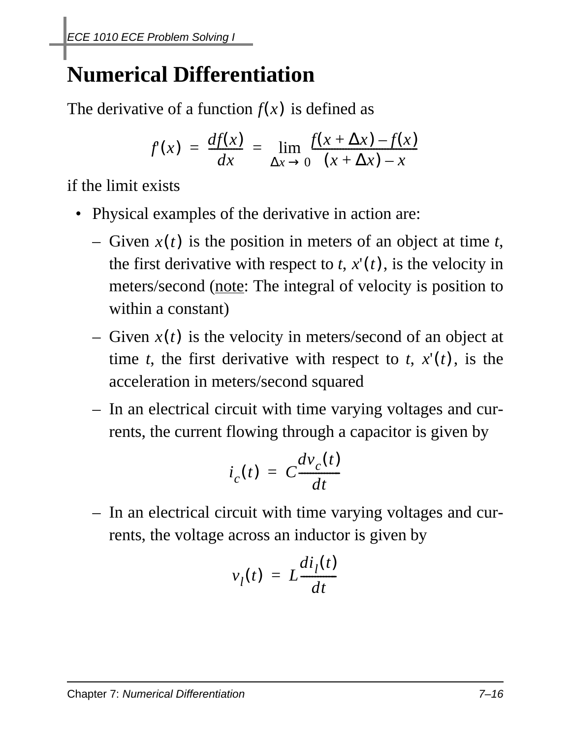# Numerical Differentiation

The derivative of a function $f(x)$ is defined as

$$f'(x) = \frac{df(x)}{dx} = \lim_{\Delta x \to 0} \frac{f(x + \Delta x) - f(x)}{(x + \Delta x) - x}$$

if the limit exists

- Physical examples of the derivative in action are:
  - Given $x(t)$ is the position in meters of an object at time $t$, the first derivative with respect to $t$, $x'(t)$, is the velocity in meters/second (<u>note</u>: The integral of velocity is position to within a constant)
  - Given $x(t)$ is the velocity in meters/second of an object at time $t$, the first derivative with respect to $t$, $x'(t)$, is the acceleration in meters/second squared
  - In an electrical circuit with time varying voltages and currents, the current flowing through a capacitor is given by

$$i_c(t) = C\frac{dv_c(t)}{dt}$$

  - In an electrical circuit with time varying voltages and currents, the voltage across an inductor is given by

$$v_l(t) = L\frac{di_l(t)}{dt}$$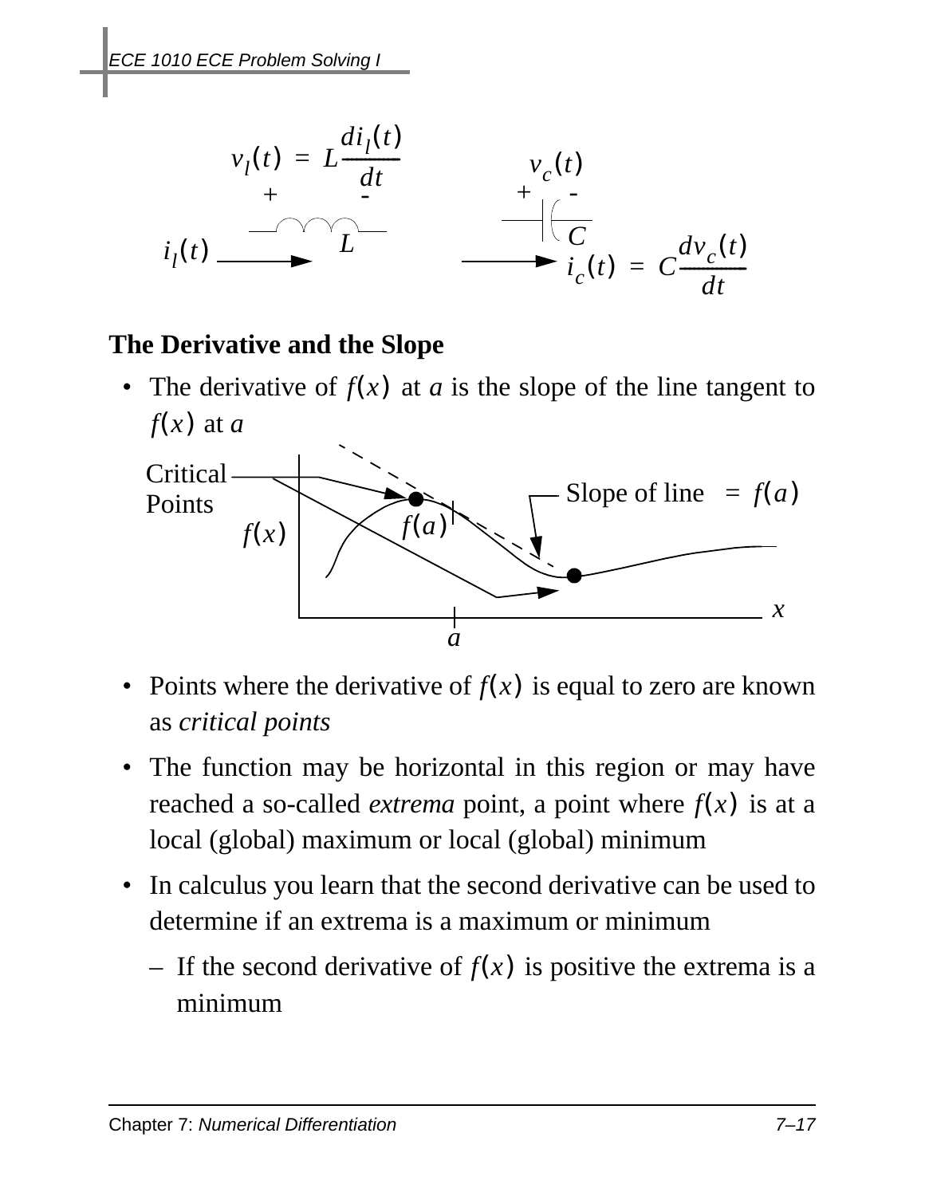$$v_l(t) = L\frac{di_l(t)}{dt}$$

$$i_c(t) = C\frac{dv_c(t)}{dt}$$

## The Derivative and the Slope

- The derivative of $f(x)$ at $a$ is the slope of the line tangent to $f(x)$ at $a$

Critical Points

Slope of line $= f(a)$

$f(x)$

$f(a)$

$x$

$a$

- Points where the derivative of $f(x)$ is equal to zero are known as *critical points*
- The function may be horizontal in this region or may have reached a so-called *extrema* point, a point where $f(x)$ is at a local (global) maximum or local (global) minimum
- In calculus you learn that the second derivative can be used to determine if an extrema is a maximum or minimum
  - If the second derivative of $f(x)$ is positive the extrema is a minimum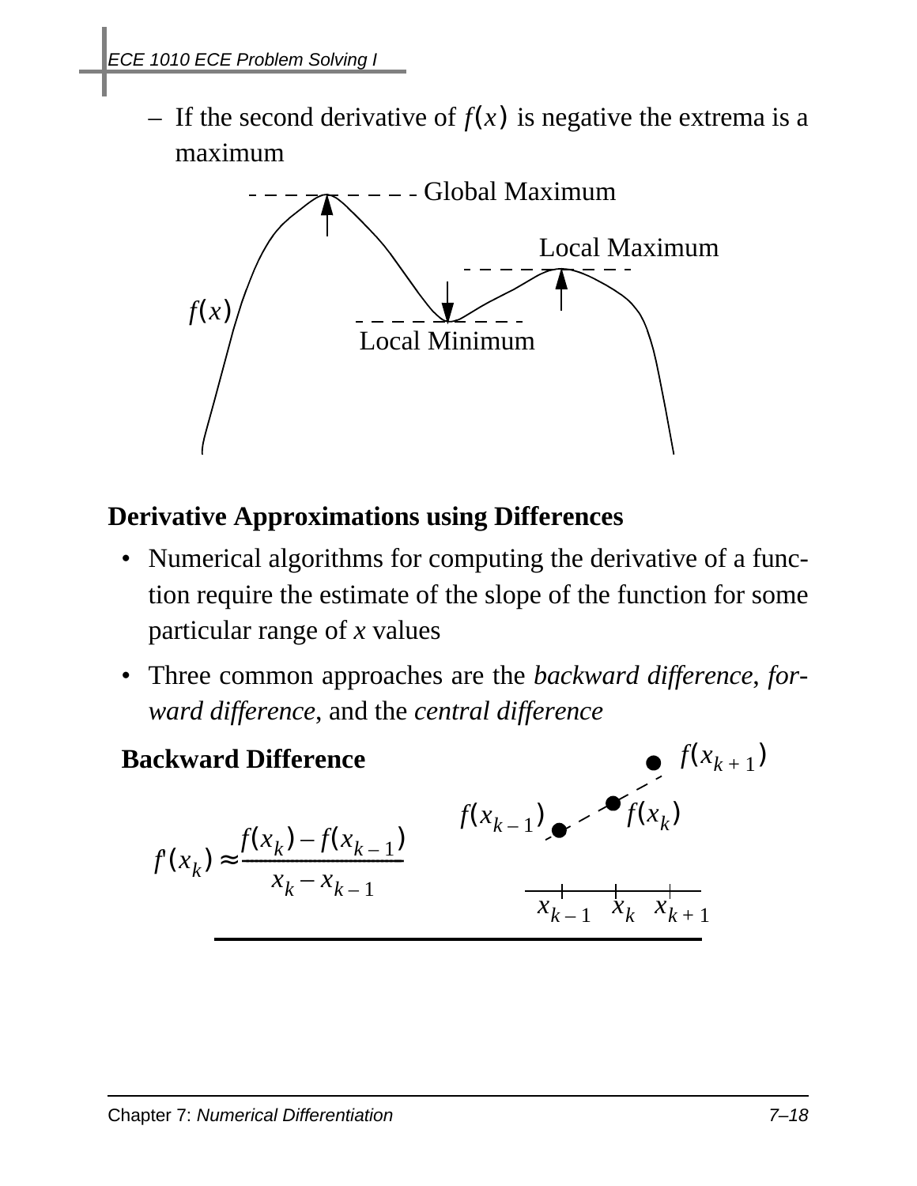– If the second derivative of $f(x)$ is negative the extrema is a maximum

Global Maximum

Local Maximum

$f(x)$

Local Minimum

## Derivative Approximations using Differences

- Numerical algorithms for computing the derivative of a function require the estimate of the slope of the function for some particular range of *x* values
- Three common approaches are the *backward difference*, *forward difference*, and the *central difference*

### Backward Difference

$$f'(x_k) \approx \frac{f(x_k) - f(x_{k-1})}{x_k - x_{k-1}}$$

$f(x_{k+1})$, $f(x_{k-1})$, $f(x_k)$

$x_{k-1}$ $x_k$ $x_{k+1}$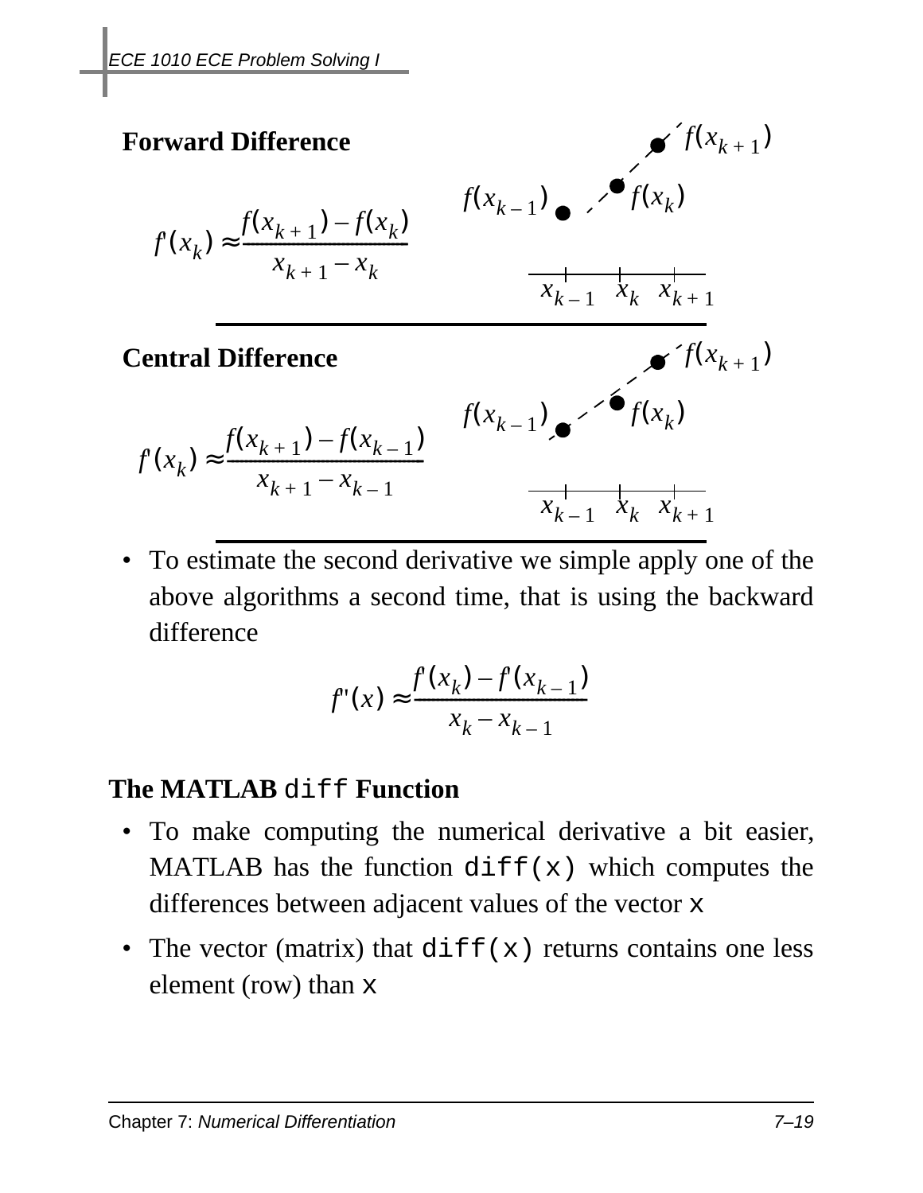**Forward Difference**

$$f'(x_k) \approx \frac{f(x_{k+1}) - f(x_k)}{x_{k+1} - x_k}$$

**Central Difference**

$$f'(x_k) \approx \frac{f(x_{k+1}) - f(x_{k-1})}{x_{k+1} - x_{k-1}}$$

- To estimate the second derivative we simple apply one of the above algorithms a second time, that is using the backward difference

$$f''(x) \approx \frac{f'(x_k) - f'(x_{k-1})}{x_k - x_{k-1}}$$

## The MATLAB `diff` Function

- To make computing the numerical derivative a bit easier, MATLAB has the function `diff(x)` which computes the differences between adjacent values of the vector `x`
- The vector (matrix) that `diff(x)` returns contains one less element (row) than `x`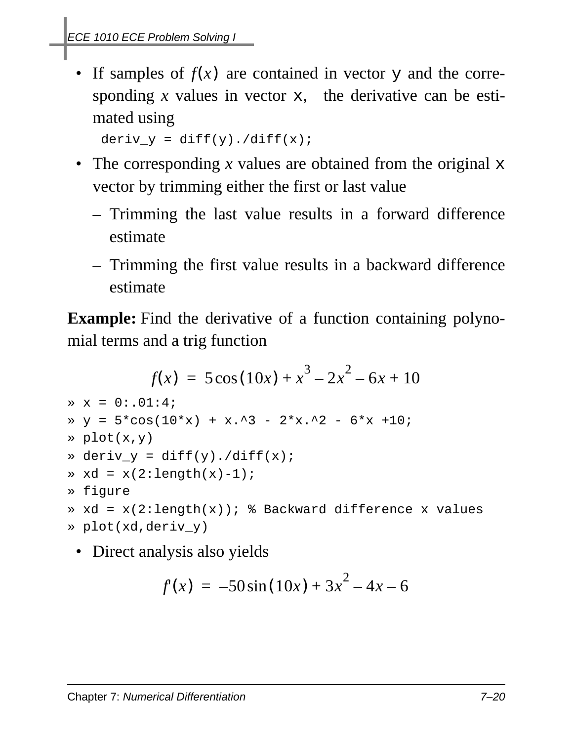- If samples of $f(x)$ are contained in vector `y` and the corresponding $x$ values in vector `x`, the derivative can be estimated using

```
deriv_y = diff(y)./diff(x);
```

- The corresponding $x$ values are obtained from the original `x` vector by trimming either the first or last value
  - Trimming the last value results in a forward difference estimate
  - Trimming the first value results in a backward difference estimate

**Example:** Find the derivative of a function containing polynomial terms and a trig function

$$f(x) = 5\cos(10x) + x^3 - 2x^2 - 6x + 10$$

```
» x = 0:.01:4;
» y = 5*cos(10*x) + x.^3 - 2*x.^2 - 6*x +10;
» plot(x,y)
» deriv_y = diff(y)./diff(x);
» xd = x(2:length(x)-1);
» figure
» xd = x(2:length(x)); % Backward difference x values
» plot(xd,deriv_y)
```

- Direct analysis also yields

$$f'(x) = -50\sin(10x) + 3x^2 - 4x - 6$$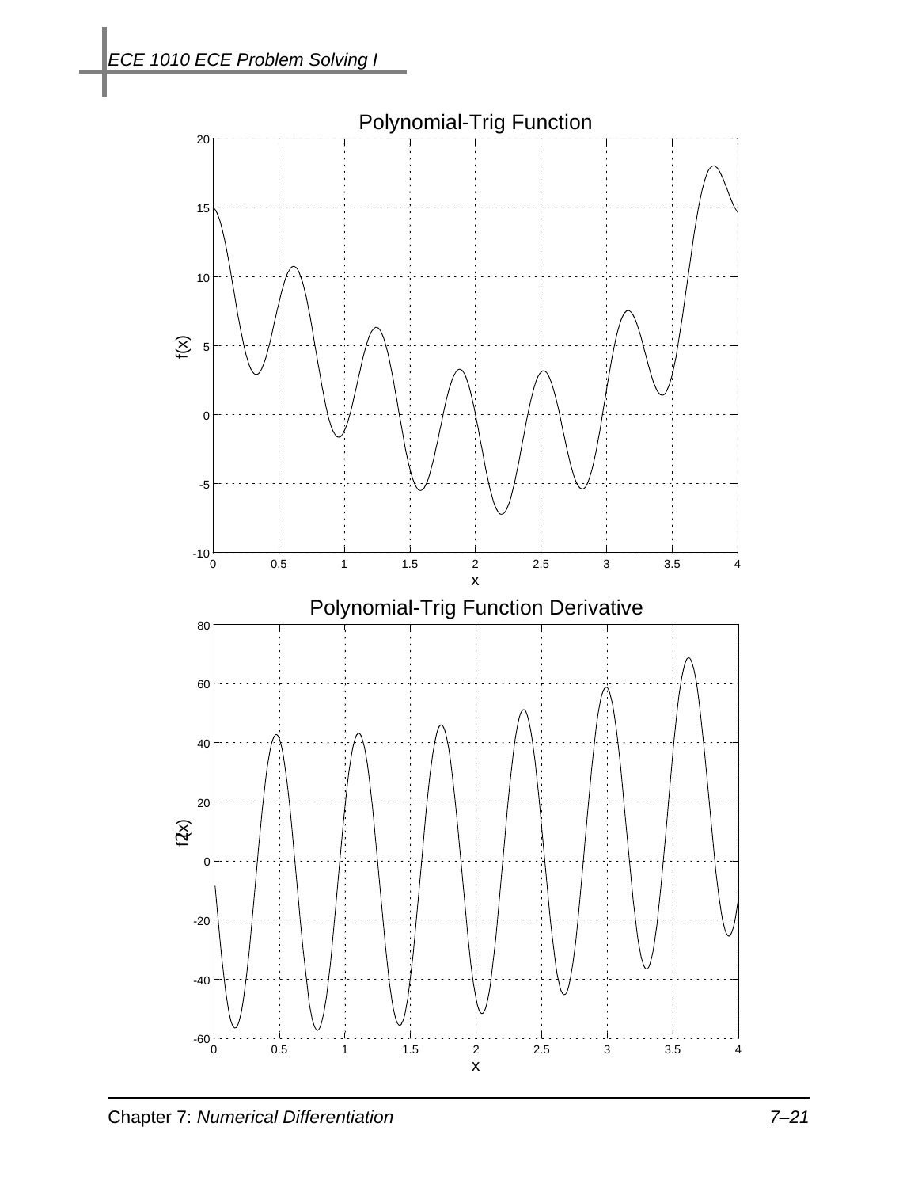Polynomial-Trig Function

Polynomial-Trig Function Derivative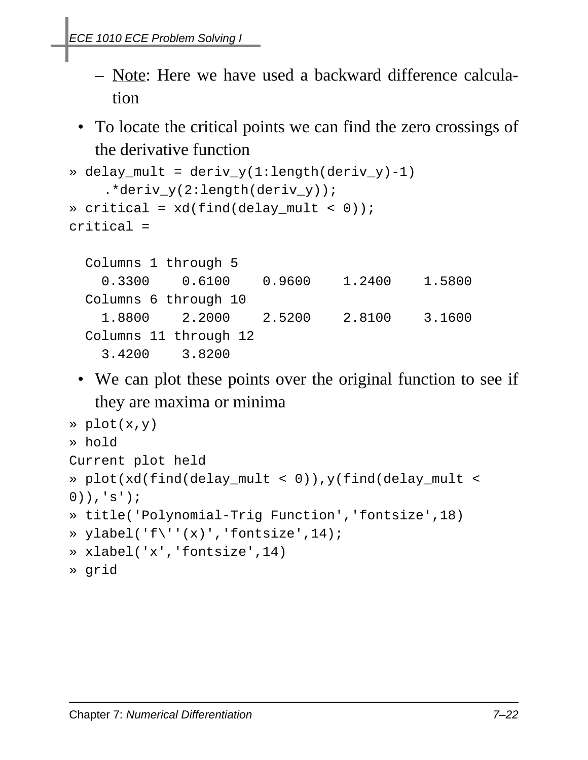- Note: Here we have used a backward difference calculation

- To locate the critical points we can find the zero crossings of the derivative function

```
» delay_mult = deriv_y(1:length(deriv_y)-1)
    .*deriv_y(2:length(deriv_y));
» critical = xd(find(delay_mult < 0));
critical =

  Columns 1 through 5
    0.3300    0.6100    0.9600    1.2400    1.5800
  Columns 6 through 10
    1.8800    2.2000    2.5200    2.8100    3.1600
  Columns 11 through 12
    3.4200    3.8200
```

- We can plot these points over the original function to see if they are maxima or minima

```
» plot(x,y)
» hold
Current plot held
» plot(xd(find(delay_mult < 0)),y(find(delay_mult <
0)),'s');
» title('Polynomial-Trig Function','fontsize',18)
» ylabel('f\''(x)','fontsize',14);
» xlabel('x','fontsize',14)
» grid
```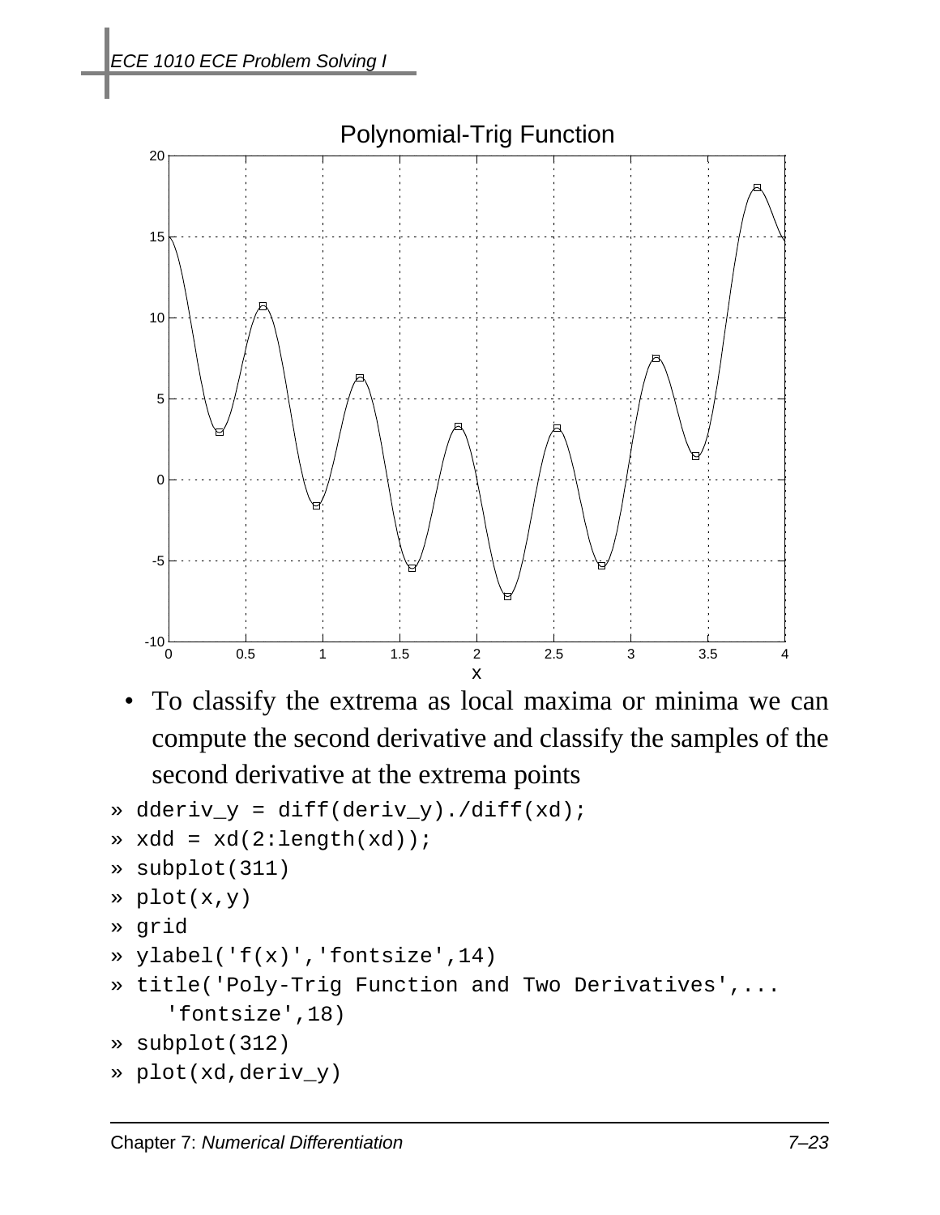- To classify the extrema as local maxima or minima we can compute the second derivative and classify the samples of the second derivative at the extrema points

```
» dderiv_y = diff(deriv_y)./diff(xd);
» xdd = xd(2:length(xd));
» subplot(311)
» plot(x,y)
» grid
» ylabel('f(x)','fontsize',14)
» title('Poly-Trig Function and Two Derivatives',...
    'fontsize',18)
» subplot(312)
» plot(xd,deriv_y)
```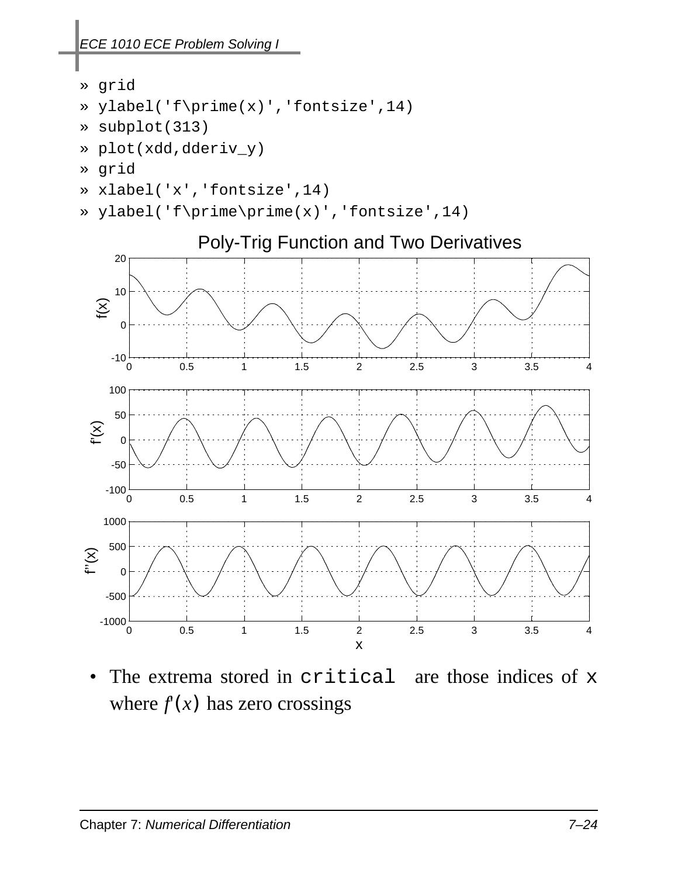```
» grid
» ylabel('f\prime(x)','fontsize',14)
» subplot(313)
» plot(xdd,dderiv_y)
» grid
» xlabel('x','fontsize',14)
» ylabel('f\prime\prime(x)','fontsize',14)
```

- The extrema stored in `critical` are those indices of `x` where $f'(x)$ has zero crossings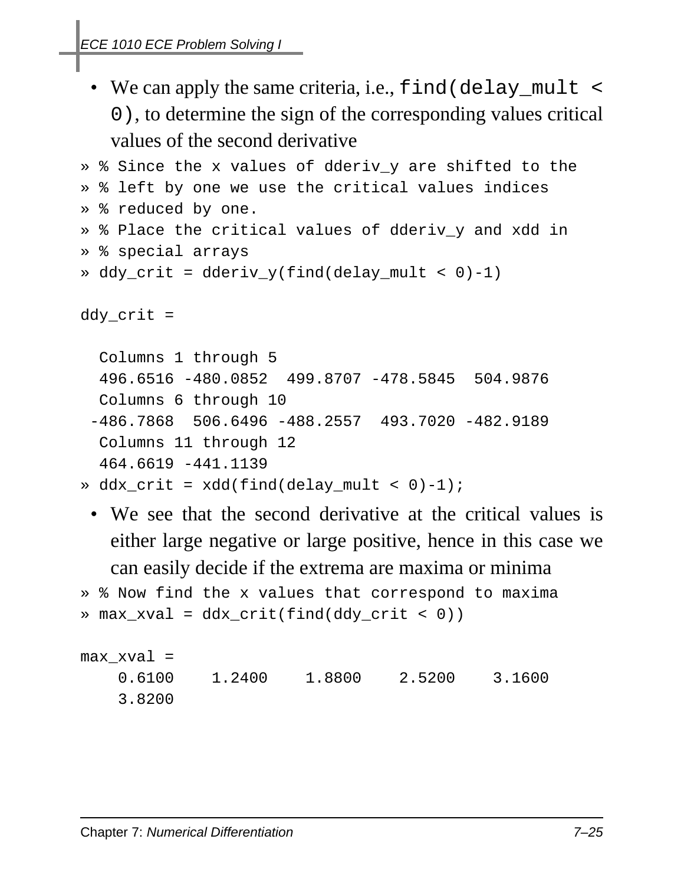- We can apply the same criteria, i.e., `find(delay_mult < 0)`, to determine the sign of the corresponding values critical values of the second derivative

```
» % Since the x values of dderiv_y are shifted to the
» % left by one we use the critical values indices
» % reduced by one.
» % Place the critical values of dderiv_y and xdd in
» % special arrays
» ddy_crit = dderiv_y(find(delay_mult < 0)-1)

ddy_crit =

  Columns 1 through 5
  496.6516 -480.0852  499.8707 -478.5845  504.9876
  Columns 6 through 10
 -486.7868  506.6496 -488.2557  493.7020 -482.9189
  Columns 11 through 12
  464.6619 -441.1139
» ddx_crit = xdd(find(delay_mult < 0)-1);
```

- We see that the second derivative at the critical values is either large negative or large positive, hence in this case we can easily decide if the extrema are maxima or minima

```
» % Now find the x values that correspond to maxima
» max_xval = ddx_crit(find(ddy_crit < 0))

max_xval =
    0.6100    1.2400    1.8800    2.5200    3.1600
    3.8200
```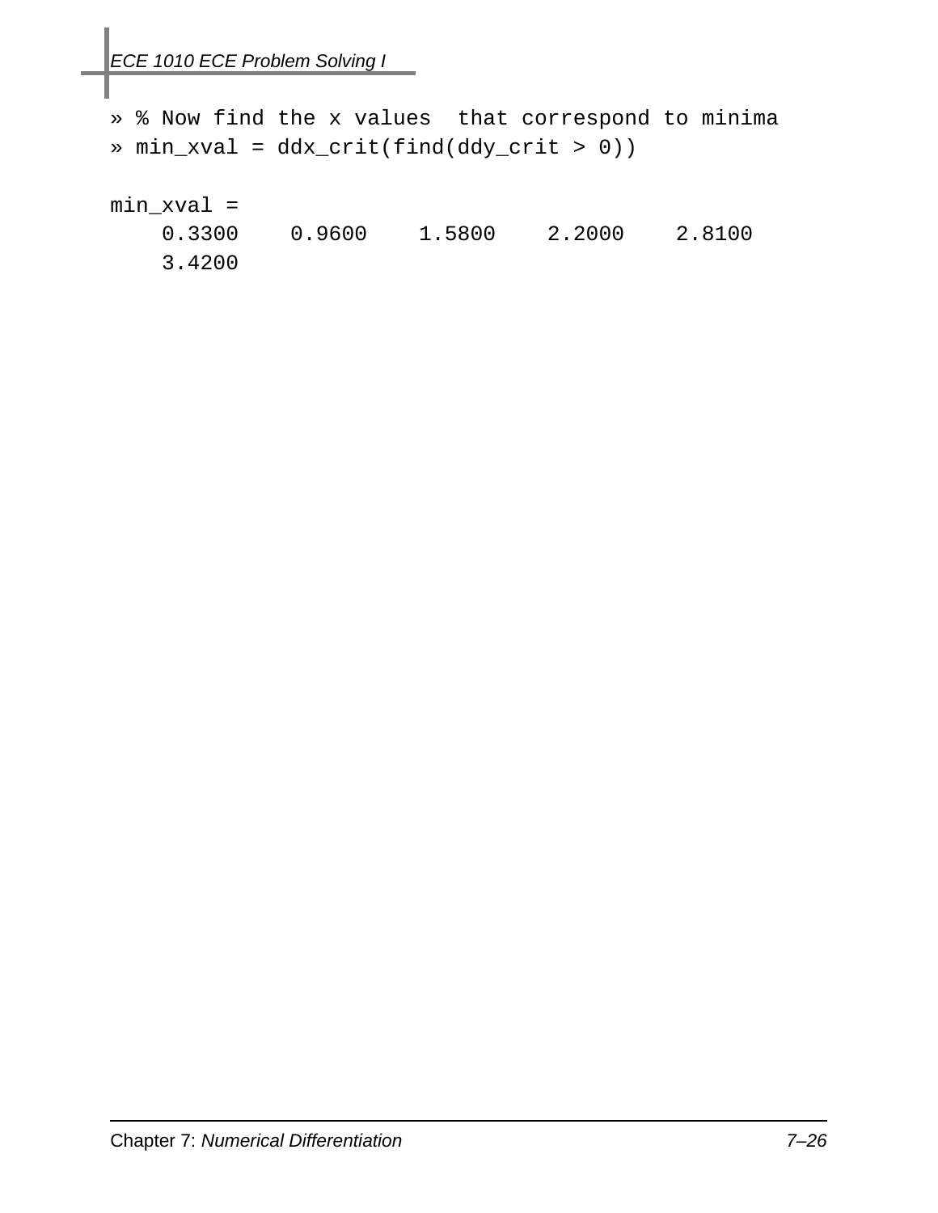```
» % Now find the x values  that correspond to minima
» min_xval = ddx_crit(find(ddy_crit > 0))

min_xval =
    0.3300    0.9600    1.5800    2.2000    2.8100
    3.4200
```